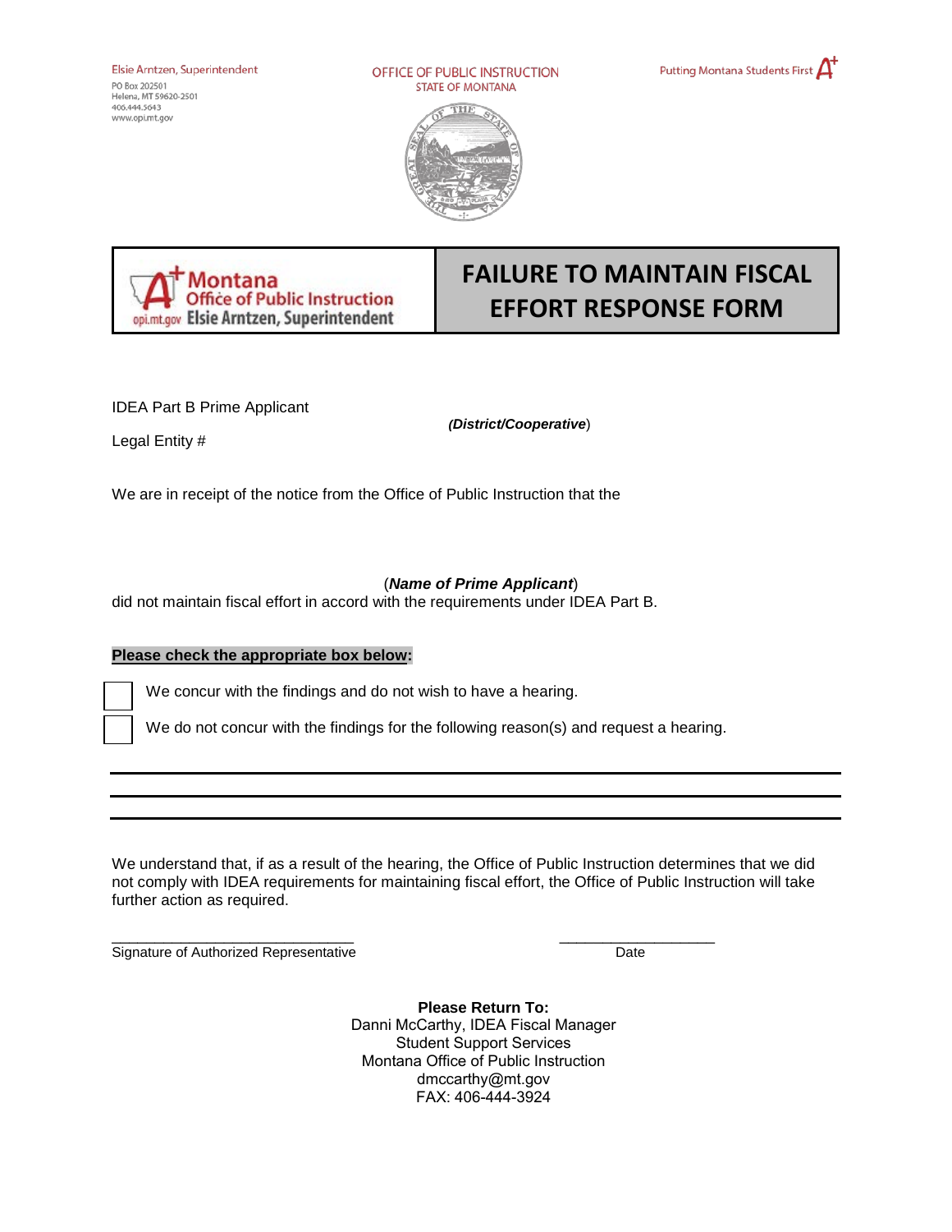Elsie Arntzen, Superintendent
PO Box 202501
Helena, MT 59620-2501
406.444.5643
www.opi.mt.gov

OFFICE OF PUBLIC INSTRUCTION
STATE OF MONTANA

Putting Montana Students First

Montana Office of Public Instruction
opi.mt.gov Elsie Arntzen, Superintendent

# FAILURE TO MAINTAIN FISCAL EFFORT RESPONSE FORM

IDEA Part B Prime Applicant

(***District/Cooperative***)

Legal Entity #

We are in receipt of the notice from the Office of Public Instruction that the

(***Name of Prime Applicant***)

did not maintain fiscal effort in accord with the requirements under IDEA Part B.

**Please check the appropriate box below:**

- ☐ We concur with the findings and do not wish to have a hearing.
- ☐ We do not concur with the findings for the following reason(s) and request a hearing.

______________________________________________

______________________________________________

______________________________________________

We understand that, if as a result of the hearing, the Office of Public Instruction determines that we did not comply with IDEA requirements for maintaining fiscal effort, the Office of Public Instruction will take further action as required.

______________________________ ____________________
Signature of Authorized Representative Date

**Please Return To:**
Danni McCarthy, IDEA Fiscal Manager
Student Support Services
Montana Office of Public Instruction
dmccarthy@mt.gov
FAX: 406-444-3924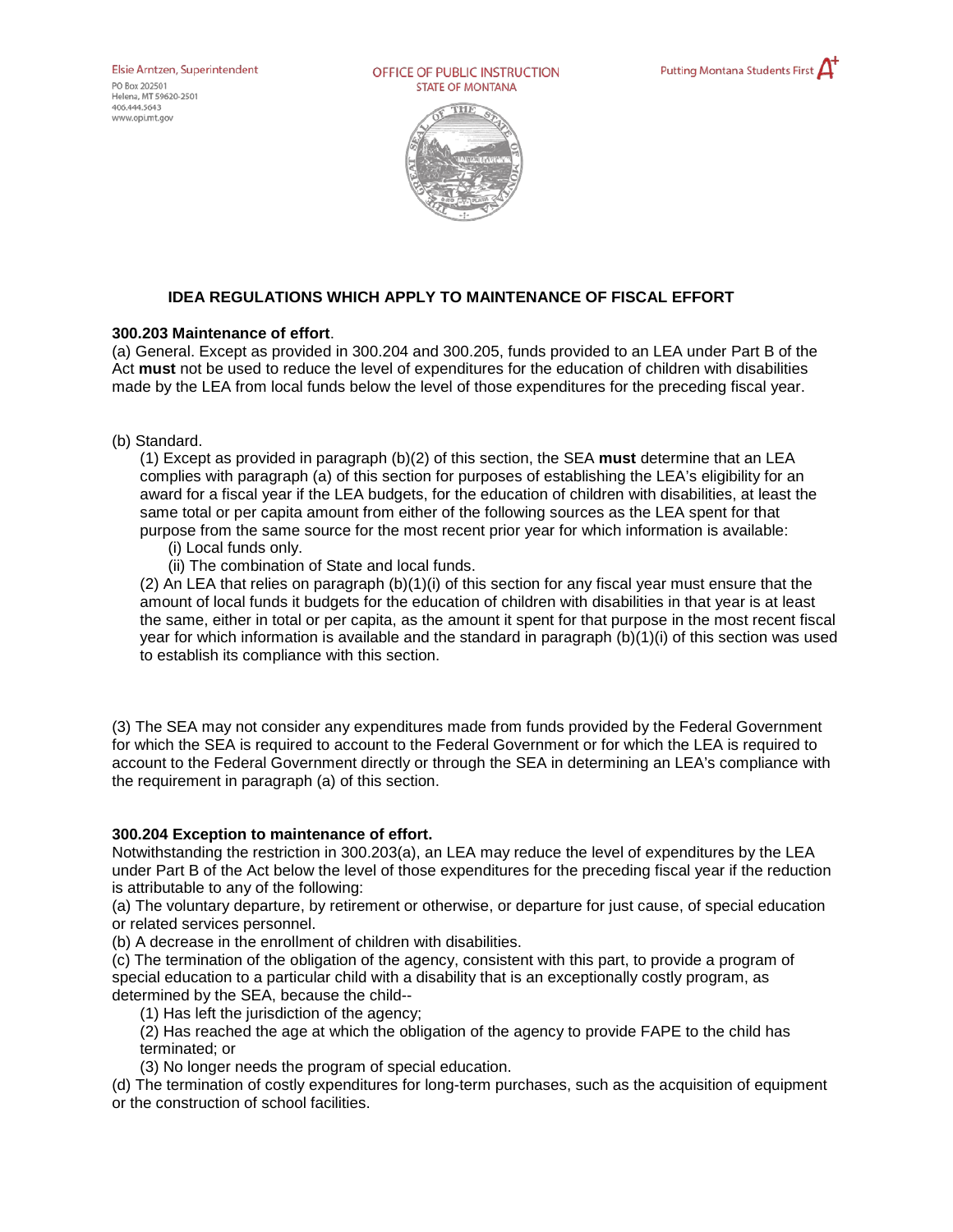Elsie Arntzen, Superintendent
PO Box 202501
Helena, MT 59620-2501
406.444.5643
www.opi.mt.gov

OFFICE OF PUBLIC INSTRUCTION
STATE OF MONTANA

Putting Montana Students First

## IDEA REGULATIONS WHICH APPLY TO MAINTENANCE OF FISCAL EFFORT

**300.203 Maintenance of effort**.

(a) General. Except as provided in 300.204 and 300.205, funds provided to an LEA under Part B of the Act **must** not be used to reduce the level of expenditures for the education of children with disabilities made by the LEA from local funds below the level of those expenditures for the preceding fiscal year.

(b) Standard.

(1) Except as provided in paragraph (b)(2) of this section, the SEA **must** determine that an LEA complies with paragraph (a) of this section for purposes of establishing the LEA's eligibility for an award for a fiscal year if the LEA budgets, for the education of children with disabilities, at least the same total or per capita amount from either of the following sources as the LEA spent for that purpose from the same source for the most recent prior year for which information is available:

(i) Local funds only.

(ii) The combination of State and local funds.

(2) An LEA that relies on paragraph (b)(1)(i) of this section for any fiscal year must ensure that the amount of local funds it budgets for the education of children with disabilities in that year is at least the same, either in total or per capita, as the amount it spent for that purpose in the most recent fiscal year for which information is available and the standard in paragraph (b)(1)(i) of this section was used to establish its compliance with this section.

(3) The SEA may not consider any expenditures made from funds provided by the Federal Government for which the SEA is required to account to the Federal Government or for which the LEA is required to account to the Federal Government directly or through the SEA in determining an LEA's compliance with the requirement in paragraph (a) of this section.

**300.204 Exception to maintenance of effort.**

Notwithstanding the restriction in 300.203(a), an LEA may reduce the level of expenditures by the LEA under Part B of the Act below the level of those expenditures for the preceding fiscal year if the reduction is attributable to any of the following:

(a) The voluntary departure, by retirement or otherwise, or departure for just cause, of special education or related services personnel.

(b) A decrease in the enrollment of children with disabilities.

(c) The termination of the obligation of the agency, consistent with this part, to provide a program of special education to a particular child with a disability that is an exceptionally costly program, as determined by the SEA, because the child--

(1) Has left the jurisdiction of the agency;

(2) Has reached the age at which the obligation of the agency to provide FAPE to the child has terminated; or

(3) No longer needs the program of special education.

(d) The termination of costly expenditures for long-term purchases, such as the acquisition of equipment or the construction of school facilities.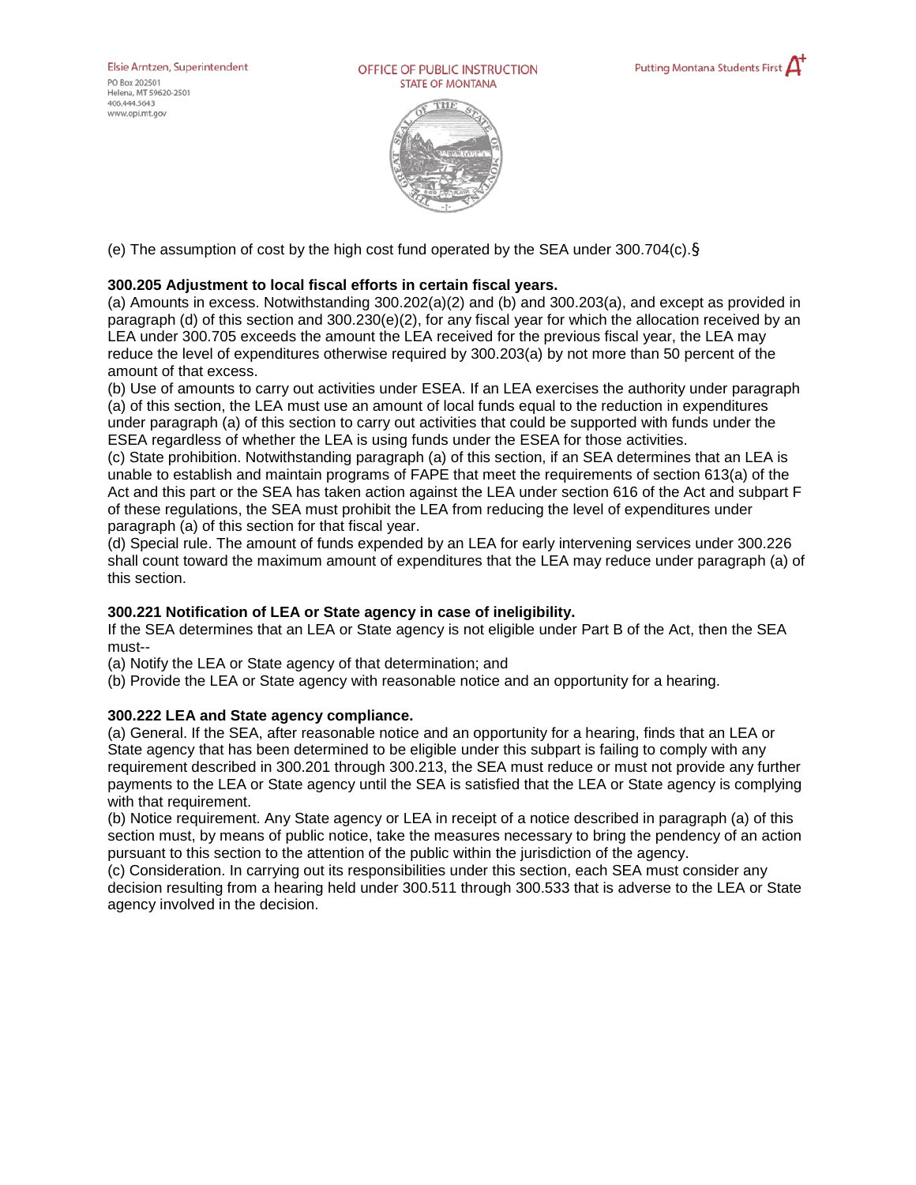(e) The assumption of cost by the high cost fund operated by the SEA under 300.704(c).§

**300.205 Adjustment to local fiscal efforts in certain fiscal years.**

(a) Amounts in excess. Notwithstanding 300.202(a)(2) and (b) and 300.203(a), and except as provided in paragraph (d) of this section and 300.230(e)(2), for any fiscal year for which the allocation received by an LEA under 300.705 exceeds the amount the LEA received for the previous fiscal year, the LEA may reduce the level of expenditures otherwise required by 300.203(a) by not more than 50 percent of the amount of that excess.

(b) Use of amounts to carry out activities under ESEA. If an LEA exercises the authority under paragraph (a) of this section, the LEA must use an amount of local funds equal to the reduction in expenditures under paragraph (a) of this section to carry out activities that could be supported with funds under the ESEA regardless of whether the LEA is using funds under the ESEA for those activities.

(c) State prohibition. Notwithstanding paragraph (a) of this section, if an SEA determines that an LEA is unable to establish and maintain programs of FAPE that meet the requirements of section 613(a) of the Act and this part or the SEA has taken action against the LEA under section 616 of the Act and subpart F of these regulations, the SEA must prohibit the LEA from reducing the level of expenditures under paragraph (a) of this section for that fiscal year.

(d) Special rule. The amount of funds expended by an LEA for early intervening services under 300.226 shall count toward the maximum amount of expenditures that the LEA may reduce under paragraph (a) of this section.

**300.221 Notification of LEA or State agency in case of ineligibility.**

If the SEA determines that an LEA or State agency is not eligible under Part B of the Act, then the SEA must--

(a) Notify the LEA or State agency of that determination; and

(b) Provide the LEA or State agency with reasonable notice and an opportunity for a hearing.

**300.222 LEA and State agency compliance.**

(a) General. If the SEA, after reasonable notice and an opportunity for a hearing, finds that an LEA or State agency that has been determined to be eligible under this subpart is failing to comply with any requirement described in 300.201 through 300.213, the SEA must reduce or must not provide any further payments to the LEA or State agency until the SEA is satisfied that the LEA or State agency is complying with that requirement.

(b) Notice requirement. Any State agency or LEA in receipt of a notice described in paragraph (a) of this section must, by means of public notice, take the measures necessary to bring the pendency of an action pursuant to this section to the attention of the public within the jurisdiction of the agency.

(c) Consideration. In carrying out its responsibilities under this section, each SEA must consider any decision resulting from a hearing held under 300.511 through 300.533 that is adverse to the LEA or State agency involved in the decision.